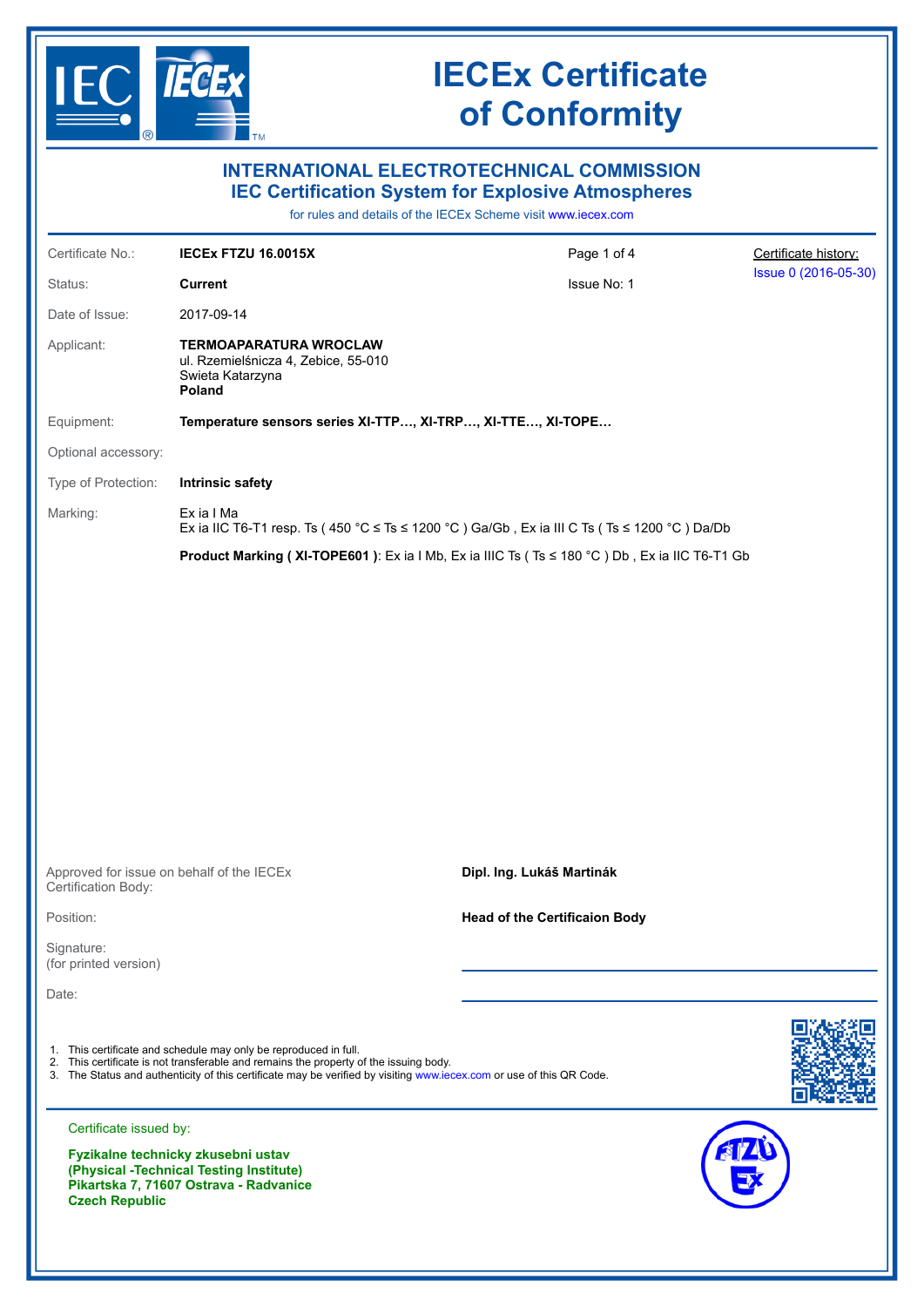# IECEx Certificate of Conformity

## INTERNATIONAL ELECTROTECHNICAL COMMISSION
## IEC Certification System for Explosive Atmospheres

for rules and details of the IECEx Scheme visit www.iecex.com

| | | | |
|---|---|---|---|
| Certificate No.: | **IECEx FTZU 16.0015X** | Page 1 of 4 | Certificate history: |
| Status: | **Current** | Issue No: 1 | Issue 0 (2016-05-30) |
| Date of Issue: | 2017-09-14 | | |

Applicant: **TERMOAPARATURA WROCLAW**
ul. Rzemielśnicza 4, Zebice, 55-010
Swieta Katarzyna
**Poland**

Equipment: **Temperature sensors series XI-TTP…, XI-TRP…, XI-TTE…, XI-TOPE…**

Optional accessory:

Type of Protection: **Intrinsic safety**

Marking:
Ex ia I Ma
Ex ia IIC T6-T1 resp. Ts ( 450 °C ≤ Ts ≤ 1200 °C ) Ga/Gb , Ex ia III C Ts ( Ts ≤ 1200 °C ) Da/Db

**Product Marking ( XI-TOPE601 )**: Ex ia I Mb, Ex ia IIIC Ts ( Ts ≤ 180 °C ) Db , Ex ia IIC T6-T1 Gb

Approved for issue on behalf of the IECEx Certification Body: **Dipl. Ing. Lukáš Martinák**

Position: **Head of the Certificaion Body**

Signature:
(for printed version)

Date:

1. This certificate and schedule may only be reproduced in full.
2. This certificate is not transferable and remains the property of the issuing body.
3. The Status and authenticity of this certificate may be verified by visiting www.iecex.com or use of this QR Code.

Certificate issued by:

**Fyzikalne technicky zkusebni ustav**
**(Physical -Technical Testing Institute)**
**Pikartska 7, 71607 Ostrava - Radvanice**
**Czech Republic**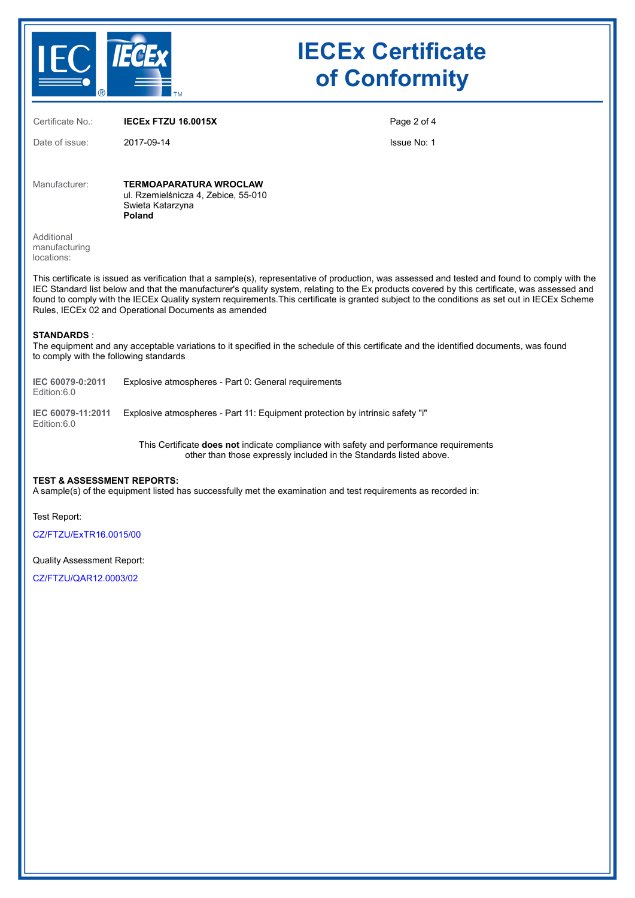# IECEx Certificate of Conformity

Certificate No.: **IECEx FTZU 16.0015X**

Date of issue: 2017-09-14

Issue No: 1

Manufacturer: **TERMOAPARATURA WROCLAW**
ul. Rzemielśnicza 4, Zebice, 55-010
Swieta Katarzyna
**Poland**

Additional manufacturing locations:

This certificate is issued as verification that a sample(s), representative of production, was assessed and tested and found to comply with the IEC Standard list below and that the manufacturer's quality system, relating to the Ex products covered by this certificate, was assessed and found to comply with the IECEx Quality system requirements.This certificate is granted subject to the conditions as set out in IECEx Scheme Rules, IECEx 02 and Operational Documents as amended

**STANDARDS** :
The equipment and any acceptable variations to it specified in the schedule of this certificate and the identified documents, was found to comply with the following standards

**IEC 60079-0:2011** Edition:6.0 — Explosive atmospheres - Part 0: General requirements

**IEC 60079-11:2011** Edition:6.0 — Explosive atmospheres - Part 11: Equipment protection by intrinsic safety "i"

This Certificate **does not** indicate compliance with safety and performance requirements other than those expressly included in the Standards listed above.

**TEST & ASSESSMENT REPORTS:**
A sample(s) of the equipment listed has successfully met the examination and test requirements as recorded in:

Test Report:

CZ/FTZU/ExTR16.0015/00

Quality Assessment Report:

CZ/FTZU/QAR12.0003/02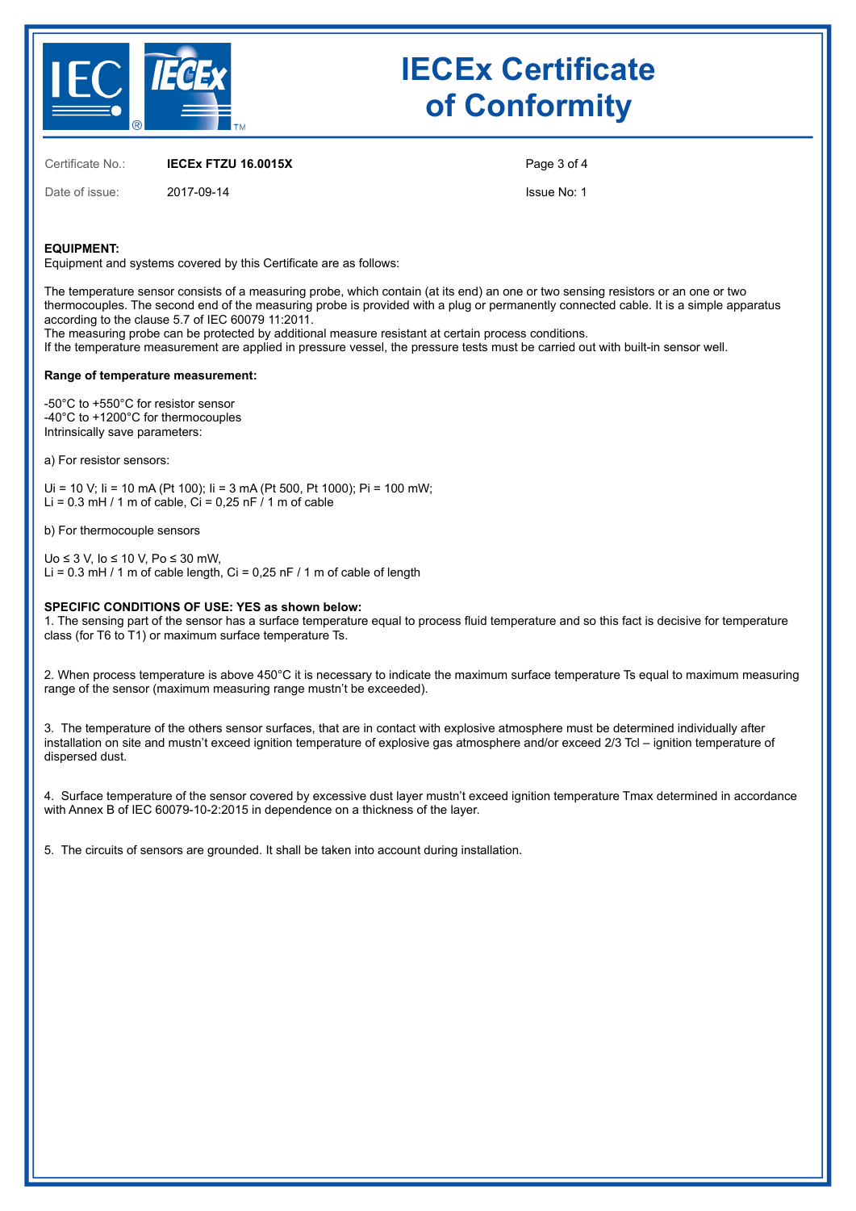# IECEx Certificate of Conformity

Certificate No.: **IECEx FTZU 16.0015X**

Date of issue: 2017-09-14

Issue No: 1

**EQUIPMENT:**
Equipment and systems covered by this Certificate are as follows:

The temperature sensor consists of a measuring probe, which contain (at its end) an one or two sensing resistors or an one or two thermocouples. The second end of the measuring probe is provided with a plug or permanently connected cable. It is a simple apparatus according to the clause 5.7 of IEC 60079 11:2011.
The measuring probe can be protected by additional measure resistant at certain process conditions.
If the temperature measurement are applied in pressure vessel, the pressure tests must be carried out with built-in sensor well.

**Range of temperature measurement:**

-50°C to +550°C for resistor sensor
-40°C to +1200°C for thermocouples
Intrinsically save parameters:

a) For resistor sensors:

$U_i$ = 10 V; $I_i$ = 10 mA (Pt 100); $I_i$ = 3 mA (Pt 500, Pt 1000); $P_i$ = 100 mW;
$L_i$ = 0.3 mH / 1 m of cable, $C_i$ = 0,25 nF / 1 m of cable

b) For thermocouple sensors

$U_o \leq 3$ V, $I_o \leq 10$ V, $P_o \leq 30$ mW,
$L_i$ = 0.3 mH / 1 m of cable length, $C_i$ = 0,25 nF / 1 m of cable of length

**SPECIFIC CONDITIONS OF USE: YES as shown below:**

1. The sensing part of the sensor has a surface temperature equal to process fluid temperature and so this fact is decisive for temperature class (for T6 to T1) or maximum surface temperature Ts.

2. When process temperature is above 450°C it is necessary to indicate the maximum surface temperature Ts equal to maximum measuring range of the sensor (maximum measuring range mustn't be exceeded).

3. The temperature of the others sensor surfaces, that are in contact with explosive atmosphere must be determined individually after installation on site and mustn't exceed ignition temperature of explosive gas atmosphere and/or exceed 2/3 Tcl – ignition temperature of dispersed dust.

4. Surface temperature of the sensor covered by excessive dust layer mustn't exceed ignition temperature Tmax determined in accordance with Annex B of IEC 60079-10-2:2015 in dependence on a thickness of the layer.

5. The circuits of sensors are grounded. It shall be taken into account during installation.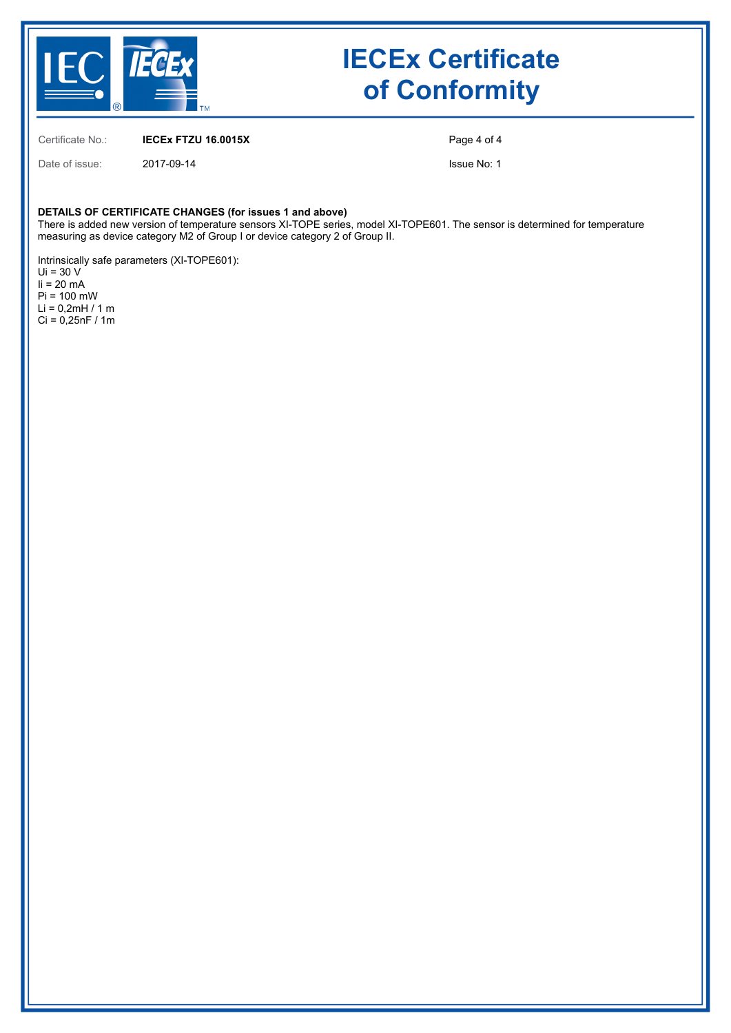# IECEx Certificate of Conformity

Certificate No.: **IECEx FTZU 16.0015X**

Date of issue: 2017-09-14

Issue No: 1

**DETAILS OF CERTIFICATE CHANGES (for issues 1 and above)**

There is added new version of temperature sensors XI-TOPE series, model XI-TOPE601. The sensor is determined for temperature measuring as device category M2 of Group I or device category 2 of Group II.

Intrinsically safe parameters (XI-TOPE601):

$U_i$ = 30 V
$I_i$ = 20 mA
$P_i$ = 100 mW
$L_i$ = 0,2mH / 1 m
$C_i$ = 0,25nF / 1m